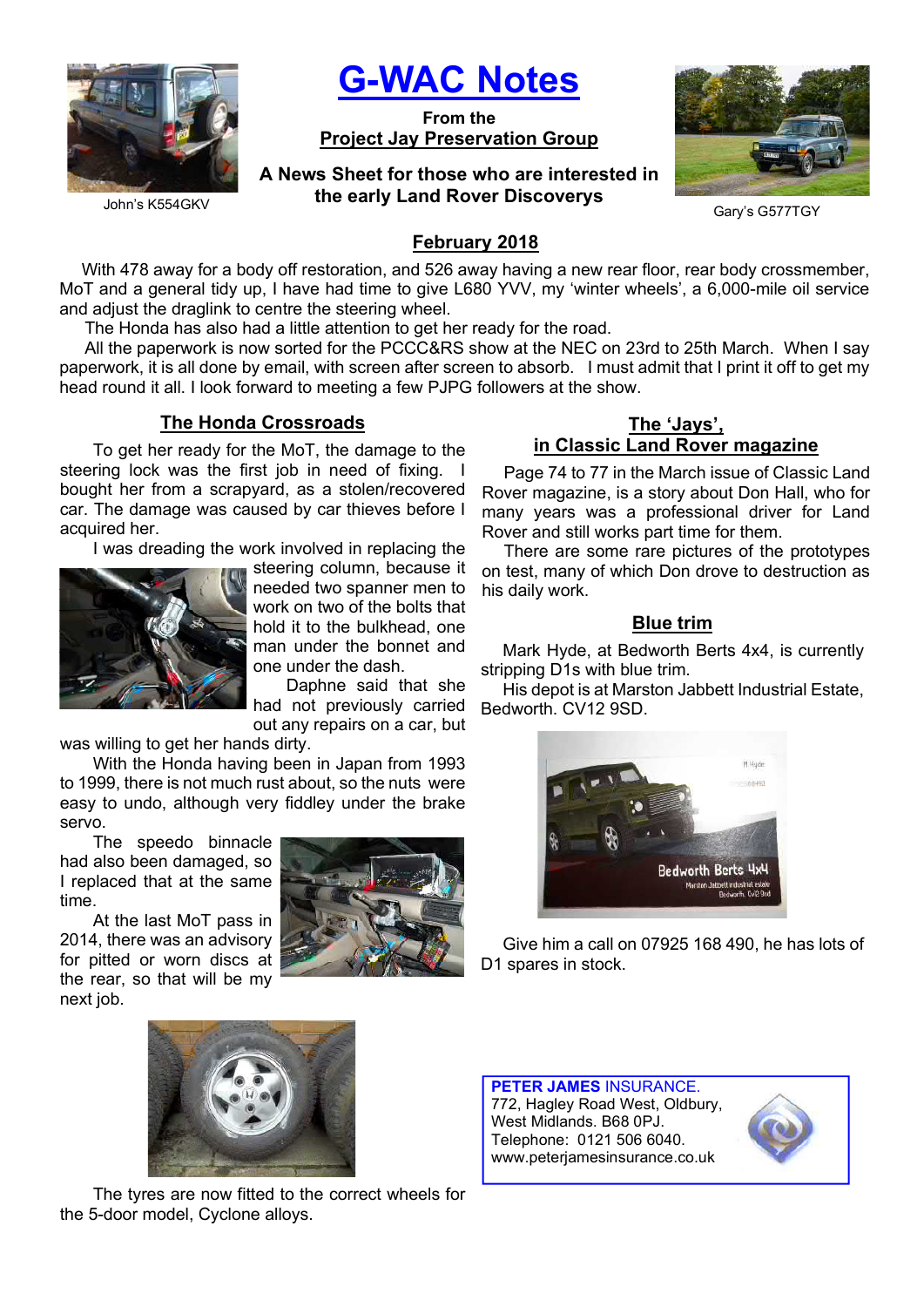# G-WAC Notes

**From the**
**Project Jay Preservation Group**

**A News Sheet for those who are interested in the early Land Rover Discoverys**

John's K554GKV

Gary's G577TGY

## February 2018

With 478 away for a body off restoration, and 526 away having a new rear floor, rear body crossmember, MoT and a general tidy up, I have had time to give L680 YVV, my 'winter wheels', a 6,000-mile oil service and adjust the draglink to centre the steering wheel.

The Honda has also had a little attention to get her ready for the road.

All the paperwork is now sorted for the PCCC&RS show at the NEC on 23rd to 25th March. When I say paperwork, it is all done by email, with screen after screen to absorb. I must admit that I print it off to get my head round it all. I look forward to meeting a few PJPG followers at the show.

### The Honda Crossroads

To get her ready for the MoT, the damage to the steering lock was the first job in need of fixing. I bought her from a scrapyard, as a stolen/recovered car. The damage was caused by car thieves before I acquired her.

I was dreading the work involved in replacing the steering column, because it needed two spanner men to work on two of the bolts that hold it to the bulkhead, one man under the bonnet and one under the dash.

Daphne said that she had not previously carried out any repairs on a car, but was willing to get her hands dirty.

With the Honda having been in Japan from 1993 to 1999, there is not much rust about, so the nuts were easy to undo, although very fiddley under the brake servo.

The speedo binnacle had also been damaged, so I replaced that at the same time.

At the last MoT pass in 2014, there was an advisory for pitted or worn discs at the rear, so that will be my next job.

The tyres are now fitted to the correct wheels for the 5-door model, Cyclone alloys.

### The 'Jays', in Classic Land Rover magazine

Page 74 to 77 in the March issue of Classic Land Rover magazine, is a story about Don Hall, who for many years was a professional driver for Land Rover and still works part time for them.

There are some rare pictures of the prototypes on test, many of which Don drove to destruction as his daily work.

### Blue trim

Mark Hyde, at Bedworth Berts 4x4, is currently stripping D1s with blue trim.

His depot is at Marston Jabbett Industrial Estate, Bedworth. CV12 9SD.

Give him a call on 07925 168 490, he has lots of D1 spares in stock.

**PETER JAMES** INSURANCE.
772, Hagley Road West, Oldbury,
West Midlands. B68 0PJ.
Telephone: 0121 506 6040.
www.peterjamesinsurance.co.uk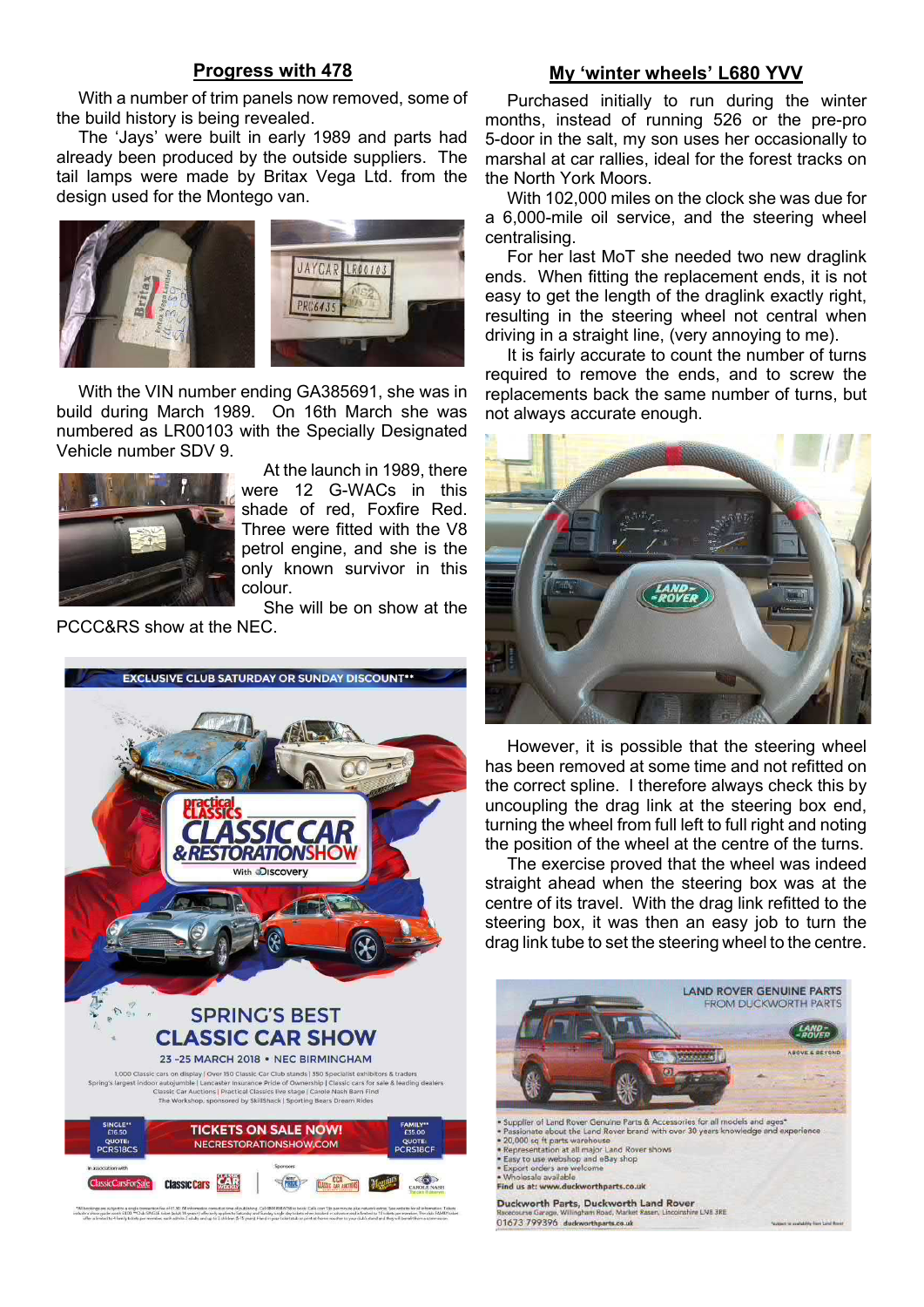## Progress with 478

With a number of trim panels now removed, some of the build history is being revealed.

The 'Jays' were built in early 1989 and parts had already been produced by the outside suppliers. The tail lamps were made by Britax Vega Ltd. from the design used for the Montego van.

With the VIN number ending GA385691, she was in build during March 1989. On 16th March she was numbered as LR00103 with the Specially Designated Vehicle number SDV 9.

At the launch in 1989, there were 12 G-WACs in this shade of red, Foxfire Red. Three were fitted with the V8 petrol engine, and she is the only known survivor in this colour.

She will be on show at the PCCC&RS show at the NEC.

## My 'winter wheels' L680 YVV

Purchased initially to run during the winter months, instead of running 526 or the pre-pro 5-door in the salt, my son uses her occasionally to marshal at car rallies, ideal for the forest tracks on the North York Moors.

With 102,000 miles on the clock she was due for a 6,000-mile oil service, and the steering wheel centralising.

For her last MoT she needed two new draglink ends. When fitting the replacement ends, it is not easy to get the length of the draglink exactly right, resulting in the steering wheel not central when driving in a straight line, (very annoying to me).

It is fairly accurate to count the number of turns required to remove the ends, and to screw the replacements back the same number of turns, but not always accurate enough.

However, it is possible that the steering wheel has been removed at some time and not refitted on the correct spline. I therefore always check this by uncoupling the drag link at the steering box end, turning the wheel from full left to full right and noting the position of the wheel at the centre of the turns.

The exercise proved that the wheel was indeed straight ahead when the steering box was at the centre of its travel. With the drag link refitted to the steering box, it was then an easy job to turn the drag link tube to set the steering wheel to the centre.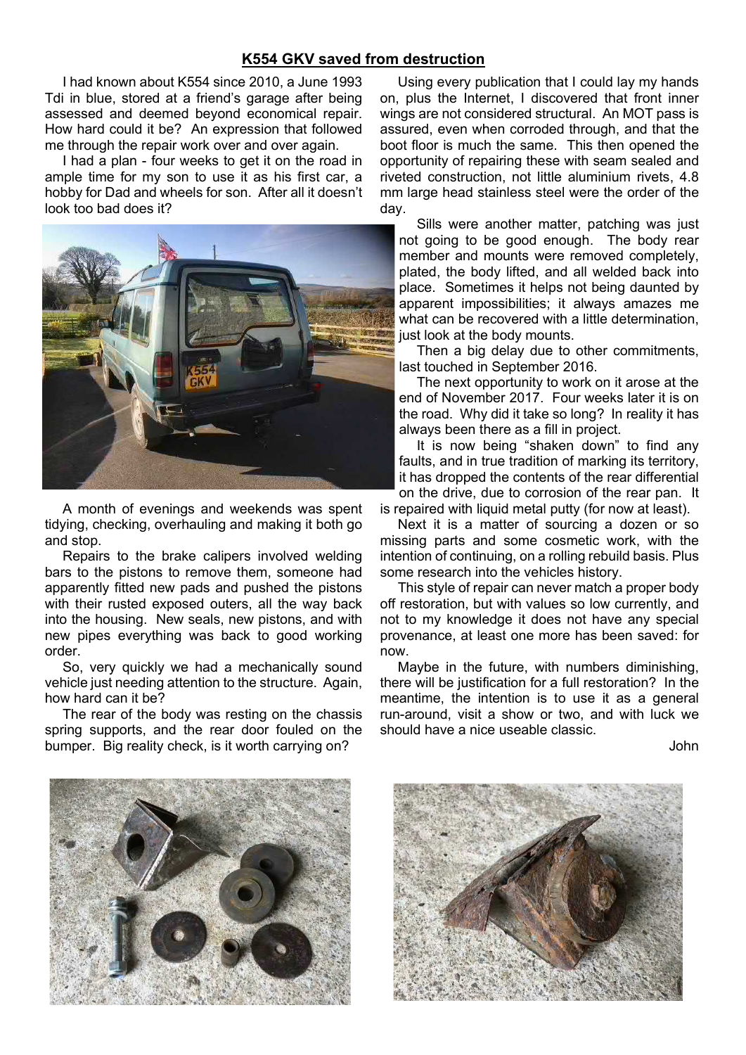## K554 GKV saved from destruction

I had known about K554 since 2010, a June 1993 Tdi in blue, stored at a friend's garage after being assessed and deemed beyond economical repair. How hard could it be? An expression that followed me through the repair work over and over again.

I had a plan - four weeks to get it on the road in ample time for my son to use it as his first car, a hobby for Dad and wheels for son. After all it doesn't look too bad does it?

A month of evenings and weekends was spent tidying, checking, overhauling and making it both go and stop.

Repairs to the brake calipers involved welding bars to the pistons to remove them, someone had apparently fitted new pads and pushed the pistons with their rusted exposed outers, all the way back into the housing. New seals, new pistons, and with new pipes everything was back to good working order.

So, very quickly we had a mechanically sound vehicle just needing attention to the structure. Again, how hard can it be?

The rear of the body was resting on the chassis spring supports, and the rear door fouled on the bumper. Big reality check, is it worth carrying on?

Using every publication that I could lay my hands on, plus the Internet, I discovered that front inner wings are not considered structural. An MOT pass is assured, even when corroded through, and that the boot floor is much the same. This then opened the opportunity of repairing these with seam sealed and riveted construction, not little aluminium rivets, 4.8 mm large head stainless steel were the order of the day.

Sills were another matter, patching was just not going to be good enough. The body rear member and mounts were removed completely, plated, the body lifted, and all welded back into place. Sometimes it helps not being daunted by apparent impossibilities; it always amazes me what can be recovered with a little determination, just look at the body mounts.

Then a big delay due to other commitments, last touched in September 2016.

The next opportunity to work on it arose at the end of November 2017. Four weeks later it is on the road. Why did it take so long? In reality it has always been there as a fill in project.

It is now being "shaken down" to find any faults, and in true tradition of marking its territory, it has dropped the contents of the rear differential on the drive, due to corrosion of the rear pan. It is repaired with liquid metal putty (for now at least).

Next it is a matter of sourcing a dozen or so missing parts and some cosmetic work, with the intention of continuing, on a rolling rebuild basis. Plus some research into the vehicles history.

This style of repair can never match a proper body off restoration, but with values so low currently, and not to my knowledge it does not have any special provenance, at least one more has been saved: for now.

Maybe in the future, with numbers diminishing, there will be justification for a full restoration? In the meantime, the intention is to use it as a general run-around, visit a show or two, and with luck we should have a nice useable classic.

John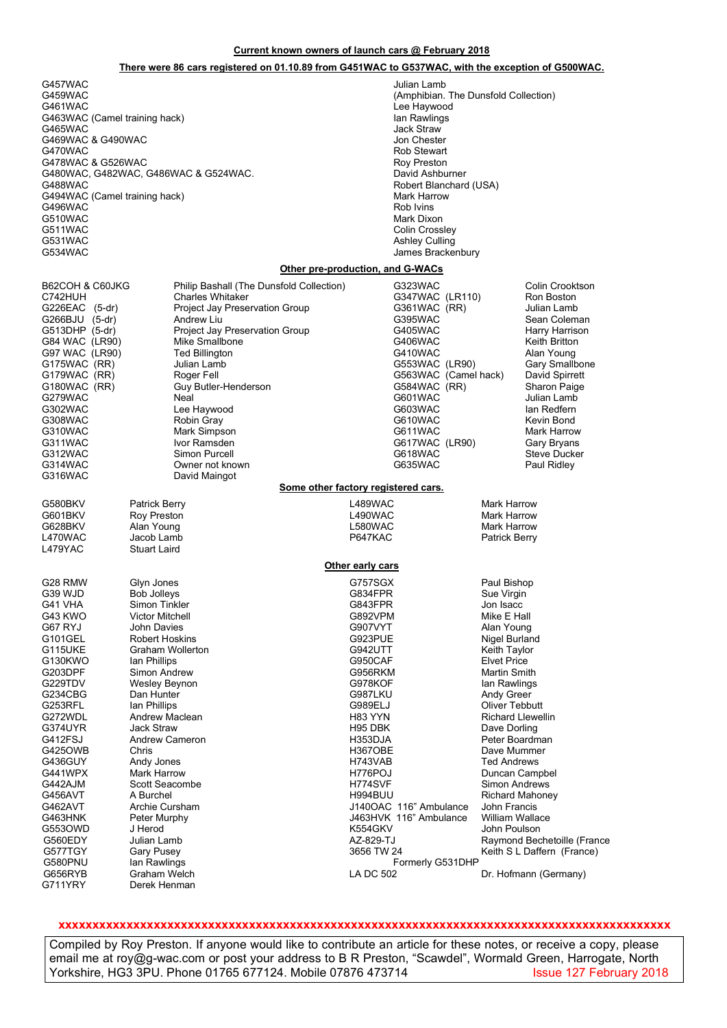**Current known owners of launch cars @ February 2018**

**There were 86 cars registered on 01.10.89 from G451WAC to G537WAC, with the exception of G500WAC.**

| | |
|---|---|
| G457WAC | Julian Lamb |
| G459WAC | (Amphibian. The Dunsfold Collection) |
| G461WAC | Lee Haywood |
| G463WAC (Camel training hack) | Ian Rawlings |
| G465WAC | Jack Straw |
| G469WAC & G490WAC | Jon Chester |
| G470WAC | Rob Stewart |
| G478WAC & G526WAC | Roy Preston |
| G480WAC, G482WAC, G486WAC & G524WAC. | David Ashburner |
| G488WAC | Robert Blanchard (USA) |
| G494WAC (Camel training hack) | Mark Harrow |
| G496WAC | Rob Ivins |
| G510WAC | Mark Dixon |
| G511WAC | Colin Crossley |
| G531WAC | Ashley Culling |
| G534WAC | James Brackenbury |

**Other pre-production, and G-WACs**

| | | | |
|---|---|---|---|
| B62COH & C60JKG | Philip Bashall (The Dunsfold Collection) | G323WAC | Colin Crooktson |
| C742HUH | Charles Whitaker | G347WAC (LR110) | Ron Boston |
| G226EAC (5-dr) | Project Jay Preservation Group | G361WAC (RR) | Julian Lamb |
| G266BJU (5-dr) | Andrew Liu | G395WAC | Sean Coleman |
| G513DHP (5-dr) | Project Jay Preservation Group | G405WAC | Harry Harrison |
| G84 WAC (LR90) | Mike Smallbone | G406WAC | Keith Britton |
| G97 WAC (LR90) | Ted Billington | G410WAC | Alan Young |
| G175WAC (RR) | Julian Lamb | G553WAC (LR90) | Gary Smallbone |
| G179WAC (RR) | Roger Fell | G563WAC (Camel hack) | David Spirrett |
| G180WAC (RR) | Guy Butler-Henderson | G584WAC (RR) | Sharon Paige |
| G279WAC | Neal | G601WAC | Julian Lamb |
| G302WAC | Lee Haywood | G603WAC | Ian Redfern |
| G308WAC | Robin Gray | G610WAC | Kevin Bond |
| G310WAC | Mark Simpson | G611WAC | Mark Harrow |
| G311WAC | Ivor Ramsden | G617WAC (LR90) | Gary Bryans |
| G312WAC | Simon Purcell | G618WAC | Steve Ducker |
| G314WAC | Owner not known | G635WAC | Paul Ridley |
| G316WAC | David Maingot | | |

**Some other factory registered cars.**

| | | | |
|---|---|---|---|
| G580BKV | Patrick Berry | L489WAC | Mark Harrow |
| G601BKV | Roy Preston | L490WAC | Mark Harrow |
| G628BKV | Alan Young | L580WAC | Mark Harrow |
| L470WAC | Jacob Lamb | P647KAC | Patrick Berry |
| L479YAC | Stuart Laird | | |

**Other early cars**

| | | | |
|---|---|---|---|
| G28 RMW | Glyn Jones | G757SGX | Paul Bishop |
| G39 WJD | Bob Jolleys | G834FPR | Sue Virgin |
| G41 VHA | Simon Tinkler | G843FPR | Jon Isacc |
| G43 KWO | Victor Mitchell | G892VPM | Mike E Hall |
| G67 RYJ | John Davies | G907VYT | Alan Young |
| G101GEL | Robert Hoskins | G923PUE | Nigel Burland |
| G115UKE | Graham Wollerton | G942UTT | Keith Taylor |
| G130KWO | Ian Phillips | G950CAF | Elvet Price |
| G203DPF | Simon Andrew | G956RKM | Martin Smith |
| G229TDV | Wesley Beynon | G978KOF | Ian Rawlings |
| G234CBG | Dan Hunter | G987LKU | Andy Greer |
| G253RFL | Ian Phillips | G989ELJ | Oliver Tebbutt |
| G272WDL | Andrew Maclean | H83 YYN | Richard Llewellin |
| G374UYR | Jack Straw | H95 DBK | Dave Dorling |
| G412FSJ | Andrew Cameron | H353DJA | Peter Boardman |
| G425OWB | Chris | H367OBE | Dave Mummer |
| G436GUY | Andy Jones | H743VAB | Ted Andrews |
| G441WPX | Mark Harrow | H776POJ | Duncan Campbel |
| G442AJM | Scott Seacombe | H774SVF | Simon Andrews |
| G456AVT | A Burchel | H994BUU | Richard Mahoney |
| G462AVT | Archie Cursham | J140OAC 116" Ambulance | John Francis |
| G463HNK | Peter Murphy | J463HVK 116" Ambulance | William Wallace |
| G553OWD | J Herod | K554GKV | John Poulson |
| G560EDY | Julian Lamb | AZ-829-TJ | Raymond Bechetoille (France |
| G577TGY | Gary Pusey | 3656 TW 24 | Keith S L Daffern (France) |
| G580PNU | Ian Rawlings | Formerly G531DHP | |
| G656RYB | Graham Welch | LA DC 502 | Dr. Hofmann (Germany) |
| G711YRY | Derek Henman | | |

xxxxxxxxxxxxxxxxxxxxxxxxxxxxxxxxxxxxxxxxxxxxxxxxxxxxxxxxxxxxxxxxxxxxxxxxxxxxxxxxxxxxxxxxxxx

Compiled by Roy Preston. If anyone would like to contribute an article for these notes, or receive a copy, please email me at roy@g-wac.com or post your address to B R Preston, "Scawdel", Wormald Green, Harrogate, North Yorkshire, HG3 3PU. Phone 01765 677124. Mobile 07876 473714 Issue 127 February 2018